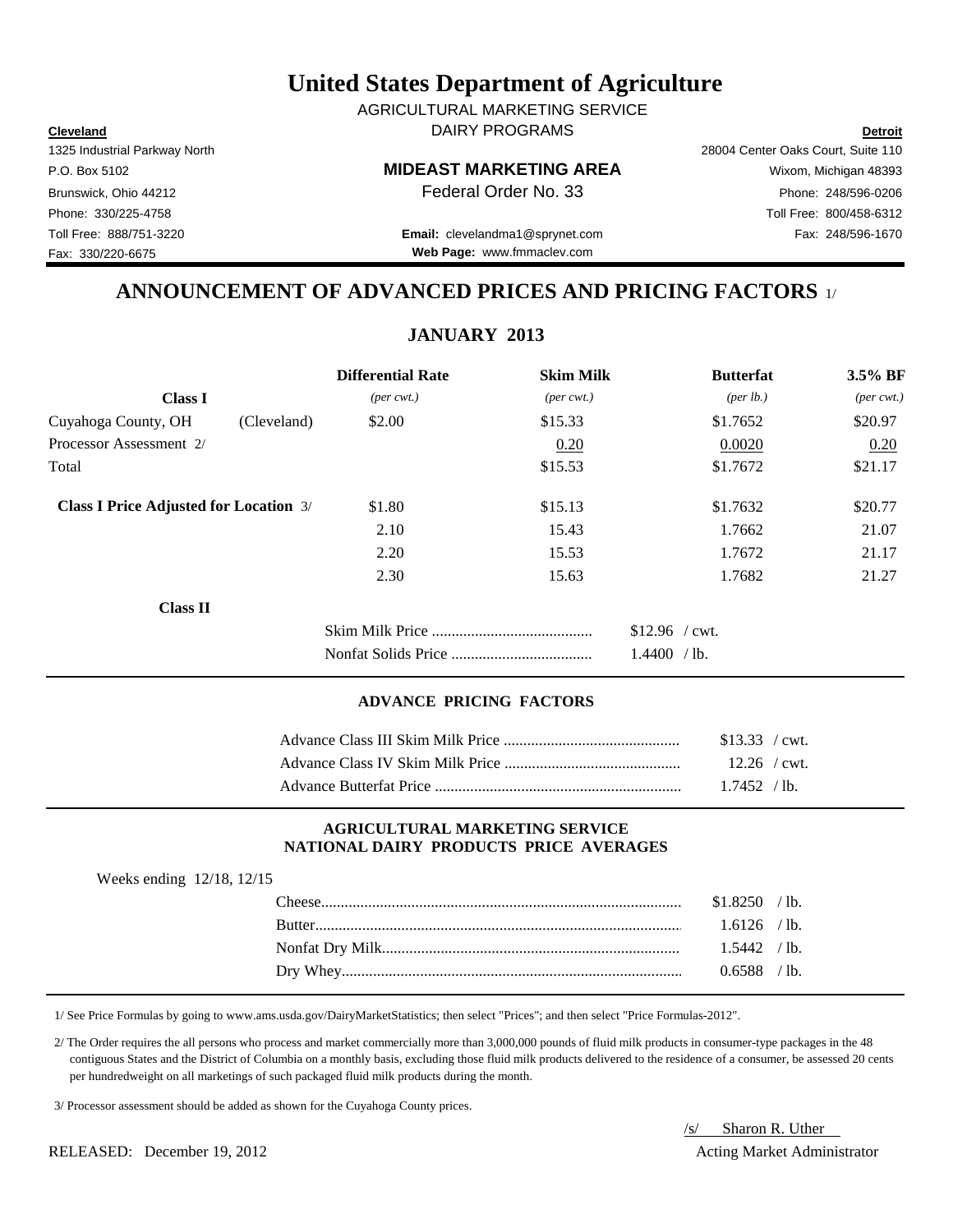# United States Department of Agriculture

AGRICULTURAL MARKETING SERVICE
DAIRY PROGRAMS

**Cleveland**
1325 Industrial Parkway North
P.O. Box 5102
Brunswick, Ohio 44212
Phone: 330/225-4758
Toll Free: 888/751-3220
Fax: 330/220-6675

**MIDEAST MARKETING AREA**
Federal Order No. 33

**Email:** clevelandma1@sprynet.com
**Web Page:** www.fmmaclev.com

**Detroit**
28004 Center Oaks Court, Suite 110
Wixom, Michigan 48393
Phone: 248/596-0206
Toll Free: 800/458-6312
Fax: 248/596-1670

## ANNOUNCEMENT OF ADVANCED PRICES AND PRICING FACTORS 1/

### JANUARY 2013

| **Class I** | | **Differential Rate** *(per cwt.)* | **Skim Milk** *(per cwt.)* | **Butterfat** *(per lb.)* | **3.5% BF** *(per cwt.)* |
|---|---|---|---|---|---|
| Cuyahoga County, OH | (Cleveland) | $2.00 | $15.33 | $1.7652 | $20.97 |
| Processor Assessment 2/ | | | 0.20 | 0.0020 | 0.20 |
| Total | | | $15.53 | $1.7672 | $21.17 |
| **Class I Price Adjusted for Location** 3/ | | $1.80 | $15.13 | $1.7632 | $20.77 |
| | | 2.10 | 15.43 | 1.7662 | 21.07 |
| | | 2.20 | 15.53 | 1.7672 | 21.17 |
| | | 2.30 | 15.63 | 1.7682 | 21.27 |

**Class II**

| | |
|---|---|
| Skim Milk Price | $12.96 / cwt. |
| Nonfat Solids Price | 1.4400 / lb. |

#### ADVANCE PRICING FACTORS

| | |
|---|---|
| Advance Class III Skim Milk Price | $13.33 / cwt. |
| Advance Class IV Skim Milk Price | 12.26 / cwt. |
| Advance Butterfat Price | 1.7452 / lb. |

#### AGRICULTURAL MARKETING SERVICE
#### NATIONAL DAIRY PRODUCTS PRICE AVERAGES

Weeks ending 12/18, 12/15

| | |
|---|---|
| Cheese | $1.8250 / lb. |
| Butter | 1.6126 / lb. |
| Nonfat Dry Milk | 1.5442 / lb. |
| Dry Whey | 0.6588 / lb. |

1/ See Price Formulas by going to www.ams.usda.gov/DairyMarketStatistics; then select "Prices"; and then select "Price Formulas-2012".

2/ The Order requires the all persons who process and market commercially more than 3,000,000 pounds of fluid milk products in consumer-type packages in the 48 contiguous States and the District of Columbia on a monthly basis, excluding those fluid milk products delivered to the residence of a consumer, be assessed 20 cents per hundredweight on all marketings of such packaged fluid milk products during the month.

3/ Processor assessment should be added as shown for the Cuyahoga County prices.

/s/ Sharon R. Uther
Acting Market Administrator

RELEASED: December 19, 2012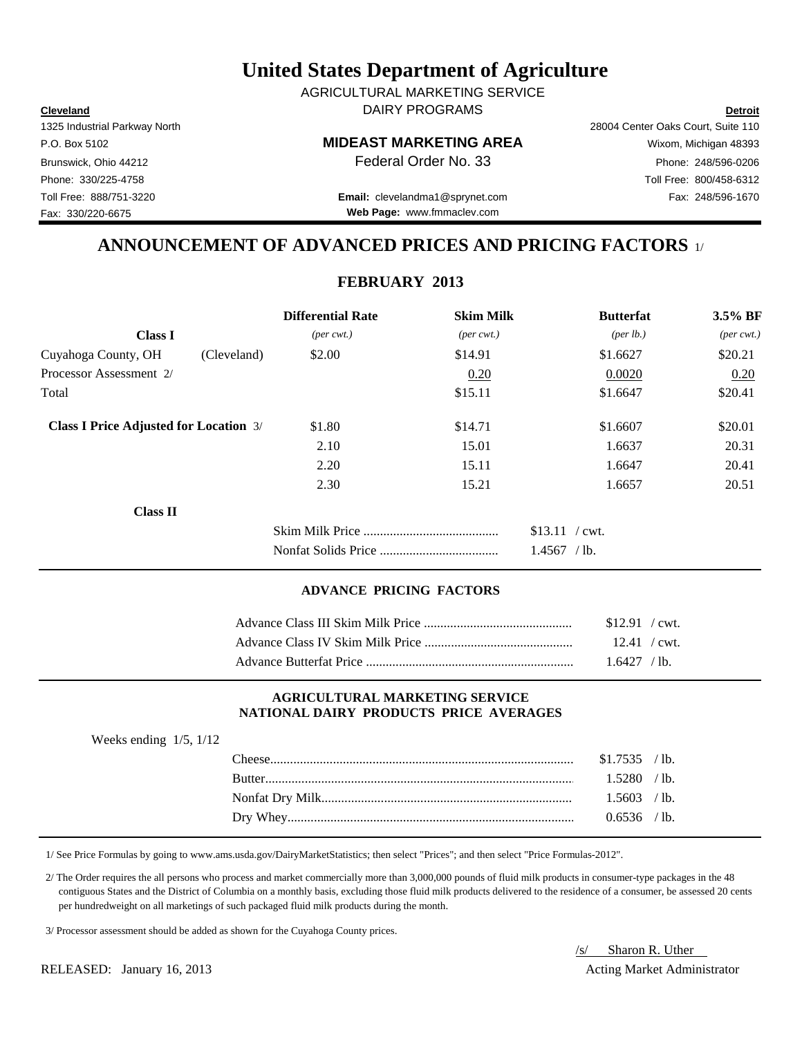# United States Department of Agriculture

AGRICULTURAL MARKETING SERVICE
DAIRY PROGRAMS

**Cleveland**
1325 Industrial Parkway North
P.O. Box 5102
Brunswick, Ohio 44212
Phone: 330/225-4758
Toll Free: 888/751-3220
Fax: 330/220-6675

**MIDEAST MARKETING AREA**
Federal Order No. 33

**Email:** clevelandma1@sprynet.com
**Web Page:** www.fmmaclev.com

**Detroit**
28004 Center Oaks Court, Suite 110
Wixom, Michigan 48393
Phone: 248/596-0206
Toll Free: 800/458-6312
Fax: 248/596-1670

## ANNOUNCEMENT OF ADVANCED PRICES AND PRICING FACTORS 1/

### FEBRUARY 2013

| **Class I** | | **Differential Rate** *(per cwt.)* | **Skim Milk** *(per cwt.)* | **Butterfat** *(per lb.)* | **3.5% BF** *(per cwt.)* |
|---|---|---|---|---|---|
| Cuyahoga County, OH | (Cleveland) | $2.00 | $14.91 | $1.6627 | $20.21 |
| Processor Assessment 2/ | | | 0.20 | 0.0020 | 0.20 |
| Total | | | $15.11 | $1.6647 | $20.41 |
| **Class I Price Adjusted for Location** 3/ | | $1.80 | $14.71 | $1.6607 | $20.01 |
| | | 2.10 | 15.01 | 1.6637 | 20.31 |
| | | 2.20 | 15.11 | 1.6647 | 20.41 |
| | | 2.30 | 15.21 | 1.6657 | 20.51 |

**Class II**

| | |
|---|---|
| Skim Milk Price | $13.11 / cwt. |
| Nonfat Solids Price | 1.4567 / lb. |

### ADVANCE PRICING FACTORS

| | |
|---|---|
| Advance Class III Skim Milk Price | $12.91 / cwt. |
| Advance Class IV Skim Milk Price | 12.41 / cwt. |
| Advance Butterfat Price | 1.6427 / lb. |

### AGRICULTURAL MARKETING SERVICE
### NATIONAL DAIRY PRODUCTS PRICE AVERAGES

Weeks ending 1/5, 1/12

| | |
|---|---|
| Cheese | $1.7535 / lb. |
| Butter | 1.5280 / lb. |
| Nonfat Dry Milk | 1.5603 / lb. |
| Dry Whey | 0.6536 / lb. |

1/ See Price Formulas by going to www.ams.usda.gov/DairyMarketStatistics; then select "Prices"; and then select "Price Formulas-2012".

2/ The Order requires the all persons who process and market commercially more than 3,000,000 pounds of fluid milk products in consumer-type packages in the 48 contiguous States and the District of Columbia on a monthly basis, excluding those fluid milk products delivered to the residence of a consumer, be assessed 20 cents per hundredweight on all marketings of such packaged fluid milk products during the month.

3/ Processor assessment should be added as shown for the Cuyahoga County prices.

RELEASED: January 16, 2013

/s/ Sharon R. Uther
Acting Market Administrator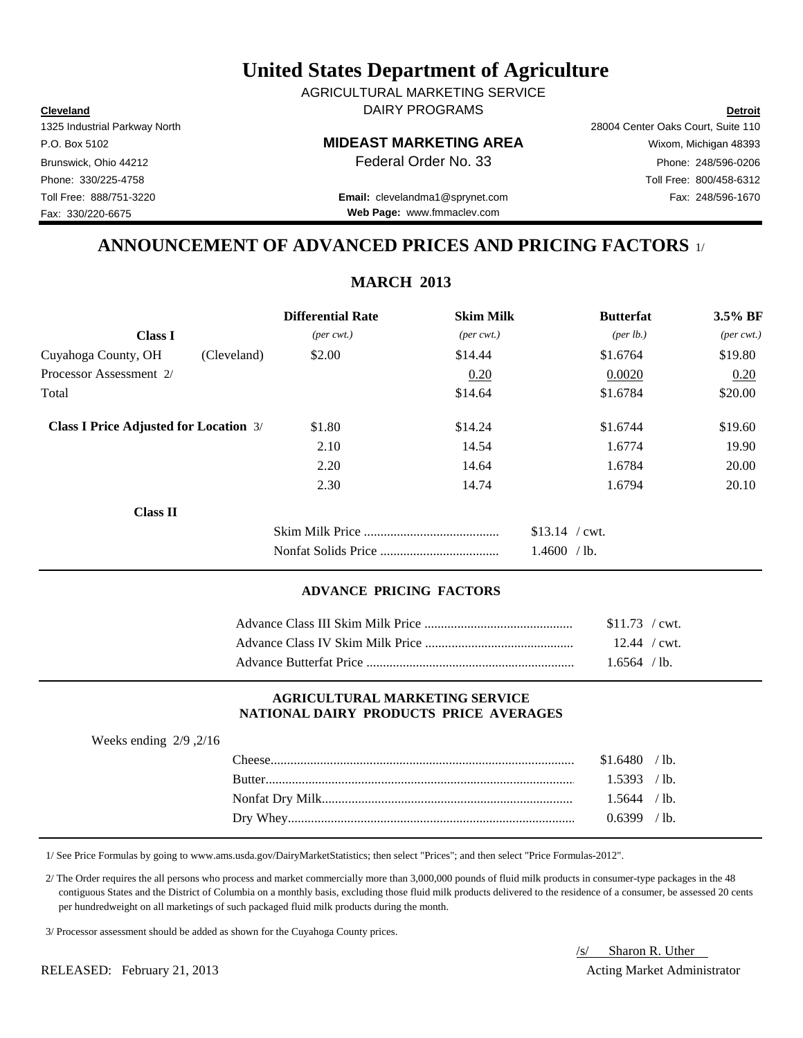# United States Department of Agriculture

AGRICULTURAL MARKETING SERVICE
DAIRY PROGRAMS

**Cleveland**
1325 Industrial Parkway North
P.O. Box 5102
Brunswick, Ohio 44212
Phone: 330/225-4758
Toll Free: 888/751-3220
Fax: 330/220-6675

**MIDEAST MARKETING AREA**
Federal Order No. 33

**Email:** clevelandma1@sprynet.com
**Web Page:** www.fmmaclev.com

**Detroit**
28004 Center Oaks Court, Suite 110
Wixom, Michigan 48393
Phone: 248/596-0206
Toll Free: 800/458-6312
Fax: 248/596-1670

## ANNOUNCEMENT OF ADVANCED PRICES AND PRICING FACTORS 1/

### MARCH 2013

| | | Differential Rate | Skim Milk | Butterfat | 3.5% BF |
|---|---|---|---|---|---|
| **Class I** | | *(per cwt.)* | *(per cwt.)* | *(per lb.)* | *(per cwt.)* |
| Cuyahoga County, OH | (Cleveland) | $2.00 | $14.44 | $1.6764 | $19.80 |
| Processor Assessment 2/ | | | 0.20 | 0.0020 | 0.20 |
| Total | | | $14.64 | $1.6784 | $20.00 |
| **Class I Price Adjusted for Location** 3/ | | $1.80 | $14.24 | $1.6744 | $19.60 |
| | | 2.10 | 14.54 | 1.6774 | 19.90 |
| | | 2.20 | 14.64 | 1.6784 | 20.00 |
| | | 2.30 | 14.74 | 1.6794 | 20.10 |

**Class II**

| | |
|---|---|
| Skim Milk Price | $13.14 / cwt. |
| Nonfat Solids Price | 1.4600 / lb. |

#### ADVANCE PRICING FACTORS

| | |
|---|---|
| Advance Class III Skim Milk Price | $11.73 / cwt. |
| Advance Class IV Skim Milk Price | 12.44 / cwt. |
| Advance Butterfat Price | 1.6564 / lb. |

#### AGRICULTURAL MARKETING SERVICE NATIONAL DAIRY PRODUCTS PRICE AVERAGES

Weeks ending 2/9 ,2/16

| | |
|---|---|
| Cheese | $1.6480 / lb. |
| Butter | 1.5393 / lb. |
| Nonfat Dry Milk | 1.5644 / lb. |
| Dry Whey | 0.6399 / lb. |

1/ See Price Formulas by going to www.ams.usda.gov/DairyMarketStatistics; then select "Prices"; and then select "Price Formulas-2012".

2/ The Order requires the all persons who process and market commercially more than 3,000,000 pounds of fluid milk products in consumer-type packages in the 48 contiguous States and the District of Columbia on a monthly basis, excluding those fluid milk products delivered to the residence of a consumer, be assessed 20 cents per hundredweight on all marketings of such packaged fluid milk products during the month.

3/ Processor assessment should be added as shown for the Cuyahoga County prices.

RELEASED: February 21, 2013

/s/ Sharon R. Uther
Acting Market Administrator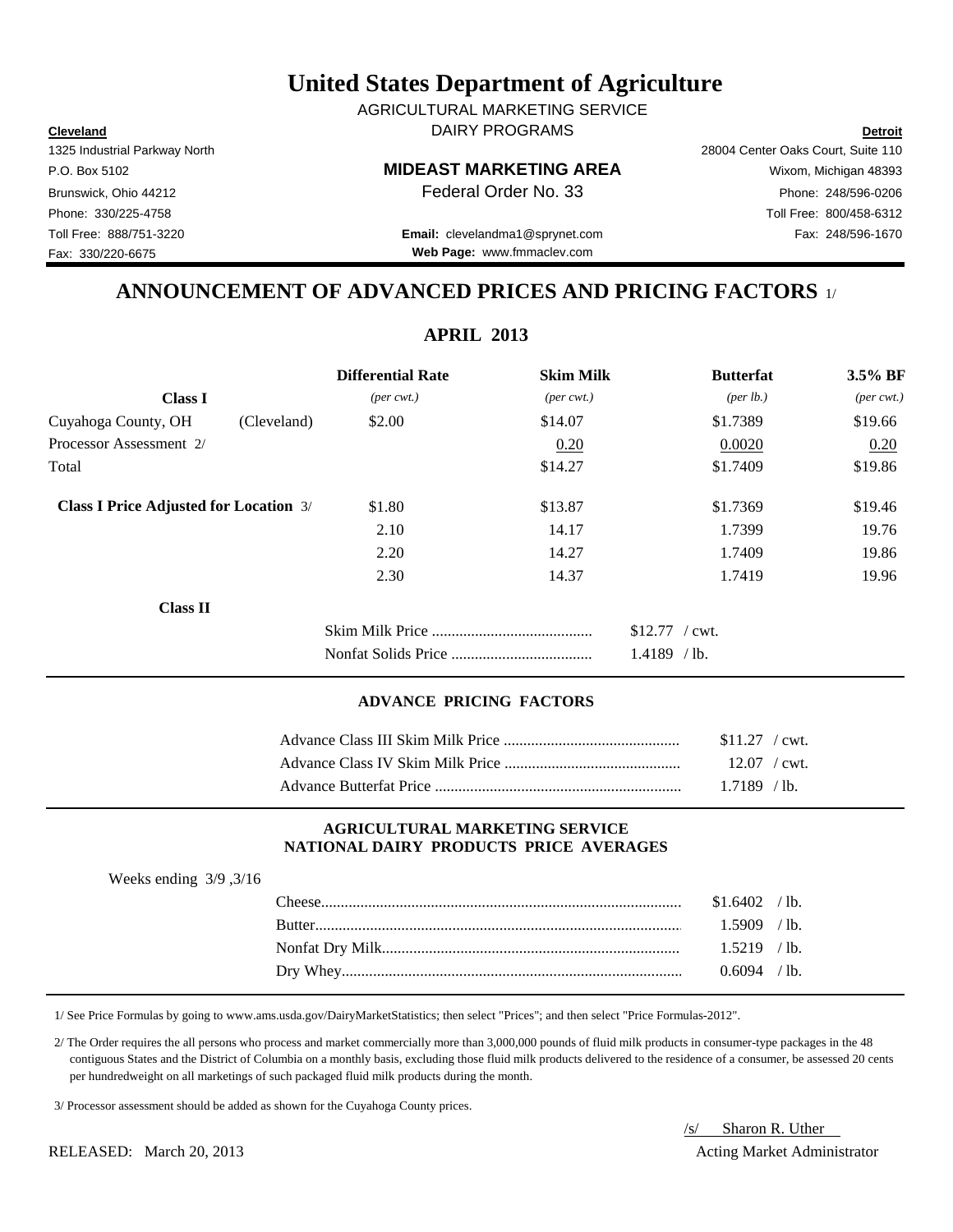# United States Department of Agriculture

AGRICULTURAL MARKETING SERVICE
DAIRY PROGRAMS

**Cleveland**
1325 Industrial Parkway North
P.O. Box 5102
Brunswick, Ohio 44212
Phone: 330/225-4758
Toll Free: 888/751-3220
Fax: 330/220-6675

**MIDEAST MARKETING AREA**
Federal Order No. 33

**Email:** clevelandma1@sprynet.com
**Web Page:** www.fmmaclev.com

**Detroit**
28004 Center Oaks Court, Suite 110
Wixom, Michigan 48393
Phone: 248/596-0206
Toll Free: 800/458-6312
Fax: 248/596-1670

## ANNOUNCEMENT OF ADVANCED PRICES AND PRICING FACTORS 1/

### APRIL 2013

| Class I | | Differential Rate *(per cwt.)* | Skim Milk *(per cwt.)* | Butterfat *(per lb.)* | 3.5% BF *(per cwt.)* |
|---|---|---|---|---|---|
| Cuyahoga County, OH | (Cleveland) | $2.00 | $14.07 | $1.7389 | $19.66 |
| Processor Assessment 2/ | | | 0.20 | 0.0020 | 0.20 |
| Total | | | $14.27 | $1.7409 | $19.86 |
| **Class I Price Adjusted for Location** 3/ | | $1.80 | $13.87 | $1.7369 | $19.46 |
| | | 2.10 | 14.17 | 1.7399 | 19.76 |
| | | 2.20 | 14.27 | 1.7409 | 19.86 |
| | | 2.30 | 14.37 | 1.7419 | 19.96 |

**Class II**

| | |
|---|---|
| Skim Milk Price | $12.77 / cwt. |
| Nonfat Solids Price | 1.4189 / lb. |

### ADVANCE PRICING FACTORS

| | |
|---|---|
| Advance Class III Skim Milk Price | $11.27 / cwt. |
| Advance Class IV Skim Milk Price | 12.07 / cwt. |
| Advance Butterfat Price | 1.7189 / lb. |

### AGRICULTURAL MARKETING SERVICE NATIONAL DAIRY PRODUCTS PRICE AVERAGES

Weeks ending 3/9 ,3/16

| | |
|---|---|
| Cheese | $1.6402 / lb. |
| Butter | 1.5909 / lb. |
| Nonfat Dry Milk | 1.5219 / lb. |
| Dry Whey | 0.6094 / lb. |

1/ See Price Formulas by going to www.ams.usda.gov/DairyMarketStatistics; then select "Prices"; and then select "Price Formulas-2012".

2/ The Order requires the all persons who process and market commercially more than 3,000,000 pounds of fluid milk products in consumer-type packages in the 48 contiguous States and the District of Columbia on a monthly basis, excluding those fluid milk products delivered to the residence of a consumer, be assessed 20 cents per hundredweight on all marketings of such packaged fluid milk products during the month.

3/ Processor assessment should be added as shown for the Cuyahoga County prices.

RELEASED: March 20, 2013

/s/ Sharon R. Uther
Acting Market Administrator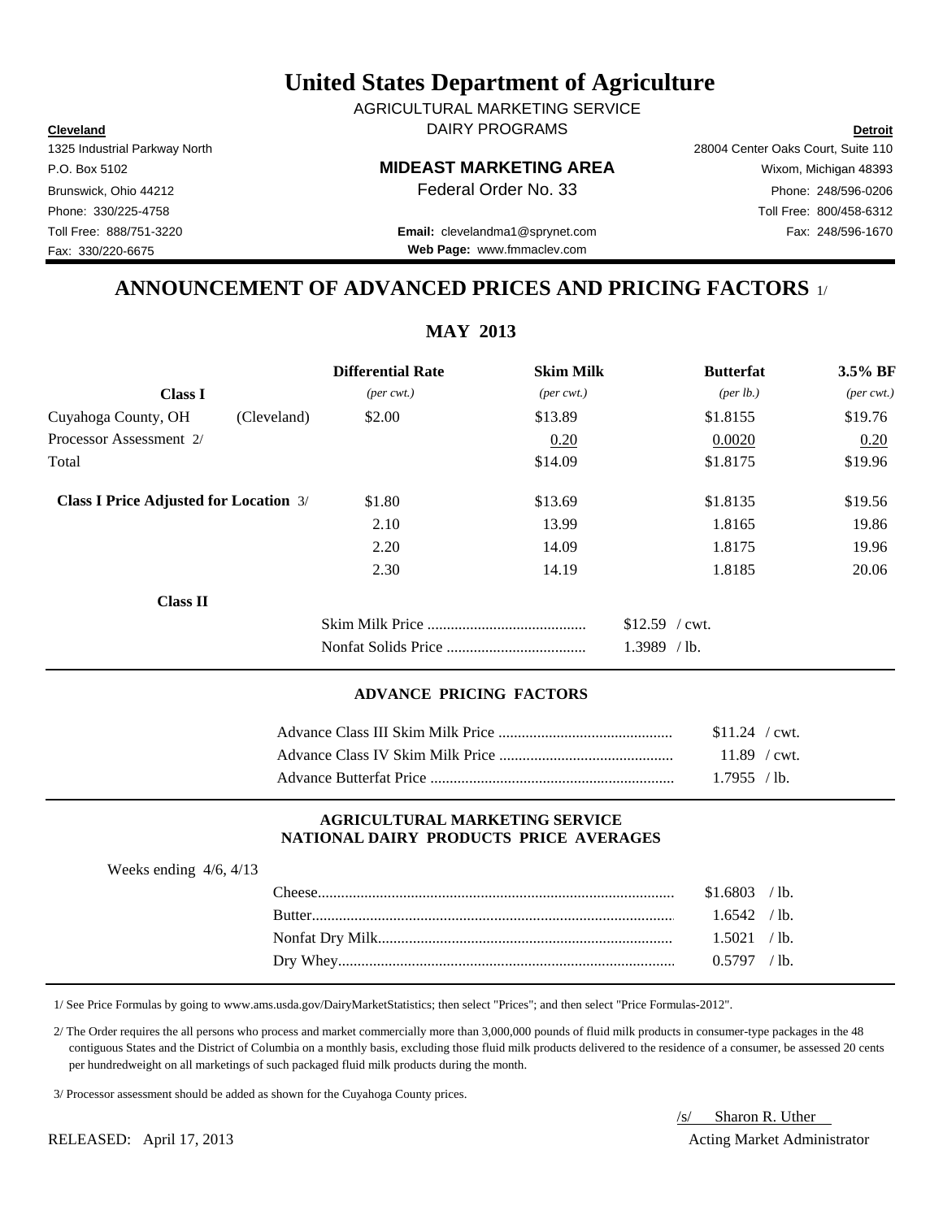# United States Department of Agriculture

AGRICULTURAL MARKETING SERVICE
DAIRY PROGRAMS

**Cleveland**
1325 Industrial Parkway North
P.O. Box 5102
Brunswick, Ohio 44212
Phone: 330/225-4758
Toll Free: 888/751-3220
Fax: 330/220-6675

**MIDEAST MARKETING AREA**
Federal Order No. 33

**Email:** clevelandma1@sprynet.com
**Web Page:** www.fmmaclev.com

**Detroit**
28004 Center Oaks Court, Suite 110
Wixom, Michigan 48393
Phone: 248/596-0206
Toll Free: 800/458-6312
Fax: 248/596-1670

## ANNOUNCEMENT OF ADVANCED PRICES AND PRICING FACTORS 1/

### MAY 2013

| Class I | | Differential Rate *(per cwt.)* | Skim Milk *(per cwt.)* | Butterfat *(per lb.)* | 3.5% BF *(per cwt.)* |
|---|---|---|---|---|---|
| Cuyahoga County, OH | (Cleveland) | $2.00 | $13.89 | $1.8155 | $19.76 |
| Processor Assessment 2/ | | | 0.20 | 0.0020 | 0.20 |
| Total | | | $14.09 | $1.8175 | $19.96 |
| **Class I Price Adjusted for Location** 3/ | | $1.80 | $13.69 | $1.8135 | $19.56 |
| | | 2.10 | 13.99 | 1.8165 | 19.86 |
| | | 2.20 | 14.09 | 1.8175 | 19.96 |
| | | 2.30 | 14.19 | 1.8185 | 20.06 |

**Class II**

| | |
|---|---|
| Skim Milk Price | $12.59 / cwt. |
| Nonfat Solids Price | 1.3989 / lb. |

#### ADVANCE PRICING FACTORS

| | |
|---|---|
| Advance Class III Skim Milk Price | $11.24 / cwt. |
| Advance Class IV Skim Milk Price | 11.89 / cwt. |
| Advance Butterfat Price | 1.7955 / lb. |

#### AGRICULTURAL MARKETING SERVICE NATIONAL DAIRY PRODUCTS PRICE AVERAGES

Weeks ending 4/6, 4/13

| | |
|---|---|
| Cheese | $1.6803 / lb. |
| Butter | 1.6542 / lb. |
| Nonfat Dry Milk | 1.5021 / lb. |
| Dry Whey | 0.5797 / lb. |

1/ See Price Formulas by going to www.ams.usda.gov/DairyMarketStatistics; then select "Prices"; and then select "Price Formulas-2012".

2/ The Order requires the all persons who process and market commercially more than 3,000,000 pounds of fluid milk products in consumer-type packages in the 48 contiguous States and the District of Columbia on a monthly basis, excluding those fluid milk products delivered to the residence of a consumer, be assessed 20 cents per hundredweight on all marketings of such packaged fluid milk products during the month.

3/ Processor assessment should be added as shown for the Cuyahoga County prices.

RELEASED: April 17, 2013

/s/ Sharon R. Uther
Acting Market Administrator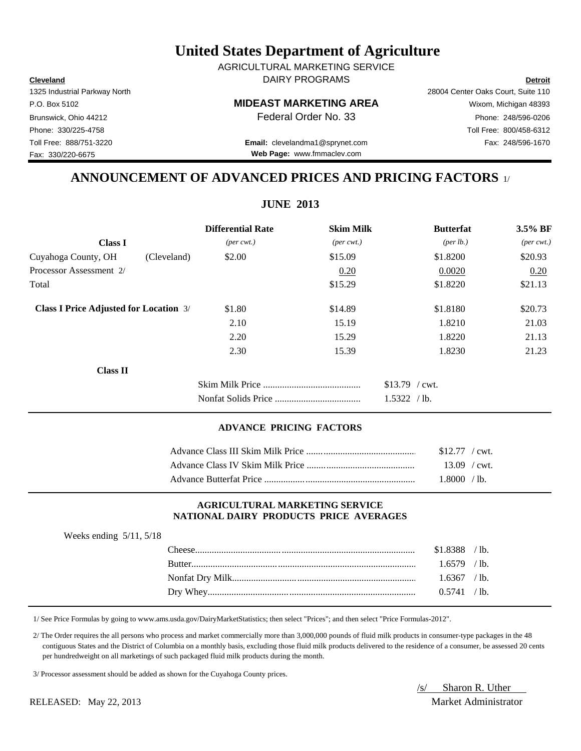# United States Department of Agriculture

AGRICULTURAL MARKETING SERVICE

DAIRY PROGRAMS

**Cleveland**
1325 Industrial Parkway North
P.O. Box 5102
Brunswick, Ohio 44212
Phone: 330/225-4758
Toll Free: 888/751-3220
Fax: 330/220-6675

**MIDEAST MARKETING AREA**
Federal Order No. 33

**Email:** clevelandma1@sprynet.com
**Web Page:** www.fmmaclev.com

**Detroit**
28004 Center Oaks Court, Suite 110
Wixom, Michigan 48393
Phone: 248/596-0206
Toll Free: 800/458-6312
Fax: 248/596-1670

## ANNOUNCEMENT OF ADVANCED PRICES AND PRICING FACTORS 1/

### JUNE 2013

| | | Differential Rate | Skim Milk | Butterfat | 3.5% BF |
|---|---|---|---|---|---|
| **Class I** | | *(per cwt.)* | *(per cwt.)* | *(per lb.)* | *(per cwt.)* |
| Cuyahoga County, OH | (Cleveland) | \$2.00 | \$15.09 | \$1.8200 | \$20.93 |
| Processor Assessment 2/ | | | 0.20 | 0.0020 | 0.20 |
| Total | | | \$15.29 | \$1.8220 | \$21.13 |
| **Class I Price Adjusted for Location** 3/ | | \$1.80 | \$14.89 | \$1.8180 | \$20.73 |
| | | 2.10 | 15.19 | 1.8210 | 21.03 |
| | | 2.20 | 15.29 | 1.8220 | 21.13 |
| | | 2.30 | 15.39 | 1.8230 | 21.23 |

**Class II**

| | |
|---|---|
| Skim Milk Price | \$13.79 / cwt. |
| Nonfat Solids Price | 1.5322 / lb. |

#### ADVANCE PRICING FACTORS

| | |
|---|---|
| Advance Class III Skim Milk Price | \$12.77 / cwt. |
| Advance Class IV Skim Milk Price | 13.09 / cwt. |
| Advance Butterfat Price | 1.8000 / lb. |

#### AGRICULTURAL MARKETING SERVICE NATIONAL DAIRY PRODUCTS PRICE AVERAGES

Weeks ending 5/11, 5/18

| | |
|---|---|
| Cheese | \$1.8388 / lb. |
| Butter | 1.6579 / lb. |
| Nonfat Dry Milk | 1.6367 / lb. |
| Dry Whey | 0.5741 / lb. |

1/ See Price Formulas by going to www.ams.usda.gov/DairyMarketStatistics; then select "Prices"; and then select "Price Formulas-2012".

2/ The Order requires the all persons who process and market commercially more than 3,000,000 pounds of fluid milk products in consumer-type packages in the 48 contiguous States and the District of Columbia on a monthly basis, excluding those fluid milk products delivered to the residence of a consumer, be assessed 20 cents per hundredweight on all marketings of such packaged fluid milk products during the month.

3/ Processor assessment should be added as shown for the Cuyahoga County prices.

/s/ Sharon R. Uther
Market Administrator

RELEASED: May 22, 2013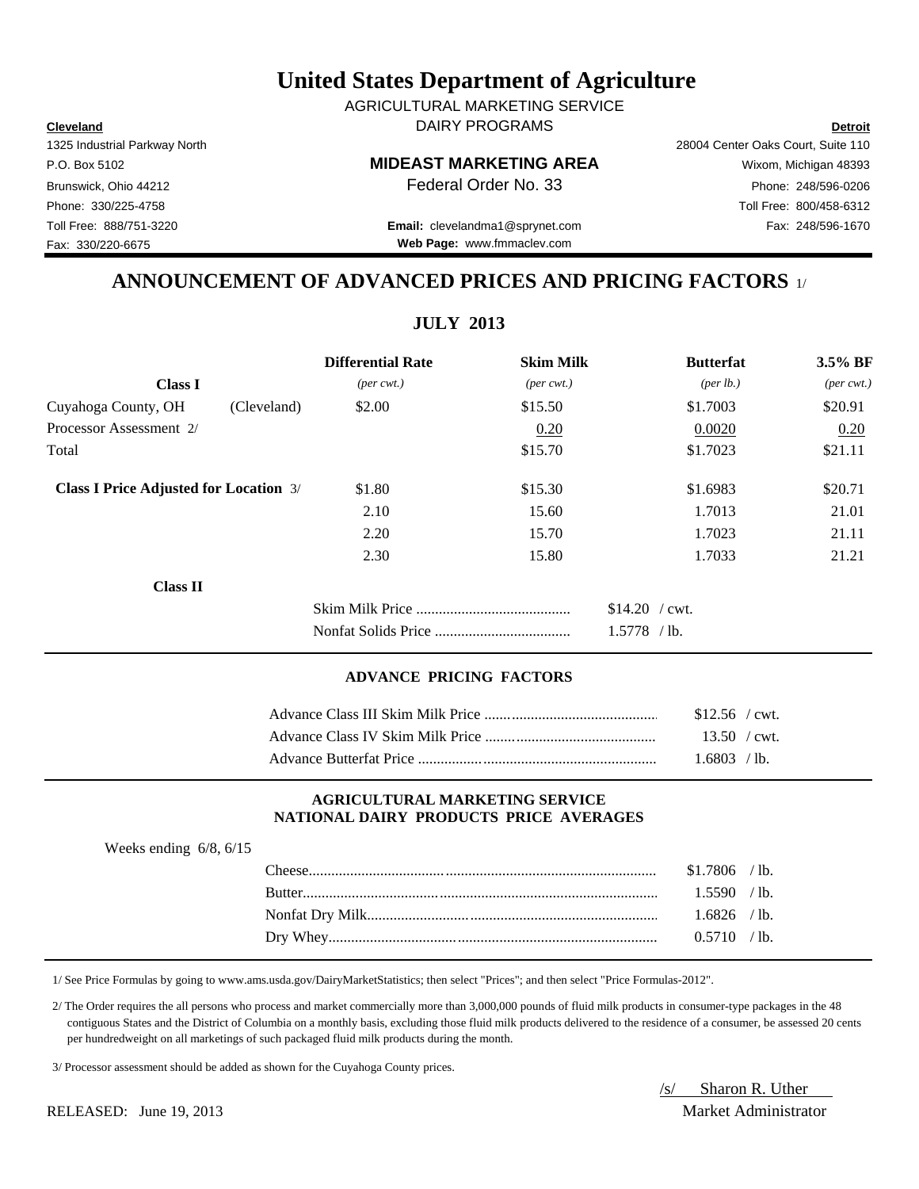# United States Department of Agriculture

AGRICULTURAL MARKETING SERVICE
DAIRY PROGRAMS

**Cleveland**
1325 Industrial Parkway North
P.O. Box 5102
Brunswick, Ohio 44212
Phone: 330/225-4758
Toll Free: 888/751-3220
Fax: 330/220-6675

**MIDEAST MARKETING AREA**
Federal Order No. 33

**Email:** clevelandma1@sprynet.com
**Web Page:** www.fmmaclev.com

**Detroit**
28004 Center Oaks Court, Suite 110
Wixom, Michigan 48393
Phone: 248/596-0206
Toll Free: 800/458-6312
Fax: 248/596-1670

## ANNOUNCEMENT OF ADVANCED PRICES AND PRICING FACTORS 1/

### JULY 2013

| Class I | | Differential Rate (per cwt.) | Skim Milk (per cwt.) | Butterfat (per lb.) | 3.5% BF (per cwt.) |
|---|---|---|---|---|---|
| Cuyahoga County, OH | (Cleveland) | $2.00 | $15.50 | $1.7003 | $20.91 |
| Processor Assessment 2/ | | | 0.20 | 0.0020 | 0.20 |
| Total | | | $15.70 | $1.7023 | $21.11 |
| **Class I Price Adjusted for Location** 3/ | | $1.80 | $15.30 | $1.6983 | $20.71 |
| | | 2.10 | 15.60 | 1.7013 | 21.01 |
| | | 2.20 | 15.70 | 1.7023 | 21.11 |
| | | 2.30 | 15.80 | 1.7033 | 21.21 |

**Class II**

| | |
|---|---|
| Skim Milk Price | $14.20 / cwt. |
| Nonfat Solids Price | 1.5778 / lb. |

#### ADVANCE PRICING FACTORS

| | |
|---|---|
| Advance Class III Skim Milk Price | $12.56 / cwt. |
| Advance Class IV Skim Milk Price | 13.50 / cwt. |
| Advance Butterfat Price | 1.6803 / lb. |

#### AGRICULTURAL MARKETING SERVICE NATIONAL DAIRY PRODUCTS PRICE AVERAGES

Weeks ending 6/8, 6/15

| | |
|---|---|
| Cheese | $1.7806 / lb. |
| Butter | 1.5590 / lb. |
| Nonfat Dry Milk | 1.6826 / lb. |
| Dry Whey | 0.5710 / lb. |

1/ See Price Formulas by going to www.ams.usda.gov/DairyMarketStatistics; then select "Prices"; and then select "Price Formulas-2012".

2/ The Order requires the all persons who process and market commercially more than 3,000,000 pounds of fluid milk products in consumer-type packages in the 48 contiguous States and the District of Columbia on a monthly basis, excluding those fluid milk products delivered to the residence of a consumer, be assessed 20 cents per hundredweight on all marketings of such packaged fluid milk products during the month.

3/ Processor assessment should be added as shown for the Cuyahoga County prices.

RELEASED: June 19, 2013

/s/ Sharon R. Uther
Market Administrator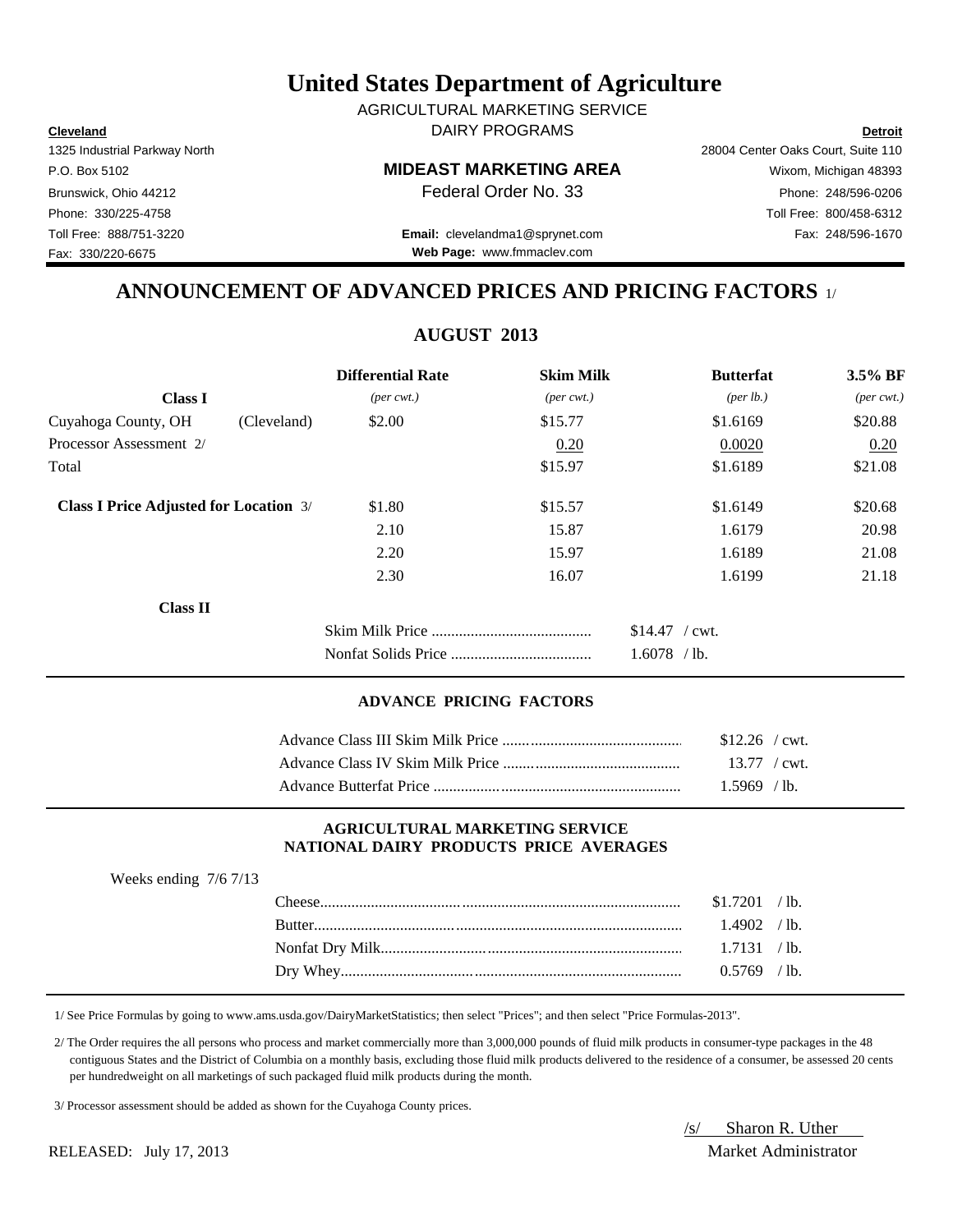# United States Department of Agriculture

AGRICULTURAL MARKETING SERVICE
DAIRY PROGRAMS

**Cleveland**
1325 Industrial Parkway North
P.O. Box 5102
Brunswick, Ohio 44212
Phone: 330/225-4758
Toll Free: 888/751-3220
Fax: 330/220-6675

**MIDEAST MARKETING AREA**
Federal Order No. 33

**Email:** clevelandma1@sprynet.com
**Web Page:** www.fmmaclev.com

**Detroit**
28004 Center Oaks Court, Suite 110
Wixom, Michigan 48393
Phone: 248/596-0206
Toll Free: 800/458-6312
Fax: 248/596-1670

## ANNOUNCEMENT OF ADVANCED PRICES AND PRICING FACTORS 1/

### AUGUST 2013

| Class I | | Differential Rate *(per cwt.)* | Skim Milk *(per cwt.)* | Butterfat *(per lb.)* | 3.5% BF *(per cwt.)* |
|---|---|---|---|---|---|
| Cuyahoga County, OH | (Cleveland) | $2.00 | $15.77 | $1.6169 | $20.88 |
| Processor Assessment 2/ | | | 0.20 | 0.0020 | 0.20 |
| Total | | | $15.97 | $1.6189 | $21.08 |
| **Class I Price Adjusted for Location** 3/ | | $1.80 | $15.57 | $1.6149 | $20.68 |
| | | 2.10 | 15.87 | 1.6179 | 20.98 |
| | | 2.20 | 15.97 | 1.6189 | 21.08 |
| | | 2.30 | 16.07 | 1.6199 | 21.18 |

**Class II**

| | |
|---|---|
| Skim Milk Price | $14.47 / cwt. |
| Nonfat Solids Price | 1.6078 / lb. |

#### ADVANCE PRICING FACTORS

| | |
|---|---|
| Advance Class III Skim Milk Price | $12.26 / cwt. |
| Advance Class IV Skim Milk Price | 13.77 / cwt. |
| Advance Butterfat Price | 1.5969 / lb. |

#### AGRICULTURAL MARKETING SERVICE NATIONAL DAIRY PRODUCTS PRICE AVERAGES

Weeks ending 7/6 7/13

| | |
|---|---|
| Cheese | $1.7201 / lb. |
| Butter | 1.4902 / lb. |
| Nonfat Dry Milk | 1.7131 / lb. |
| Dry Whey | 0.5769 / lb. |

1/ See Price Formulas by going to www.ams.usda.gov/DairyMarketStatistics; then select "Prices"; and then select "Price Formulas-2013".

2/ The Order requires the all persons who process and market commercially more than 3,000,000 pounds of fluid milk products in consumer-type packages in the 48 contiguous States and the District of Columbia on a monthly basis, excluding those fluid milk products delivered to the residence of a consumer, be assessed 20 cents per hundredweight on all marketings of such packaged fluid milk products during the month.

3/ Processor assessment should be added as shown for the Cuyahoga County prices.

/s/ Sharon R. Uther
Market Administrator

RELEASED: July 17, 2013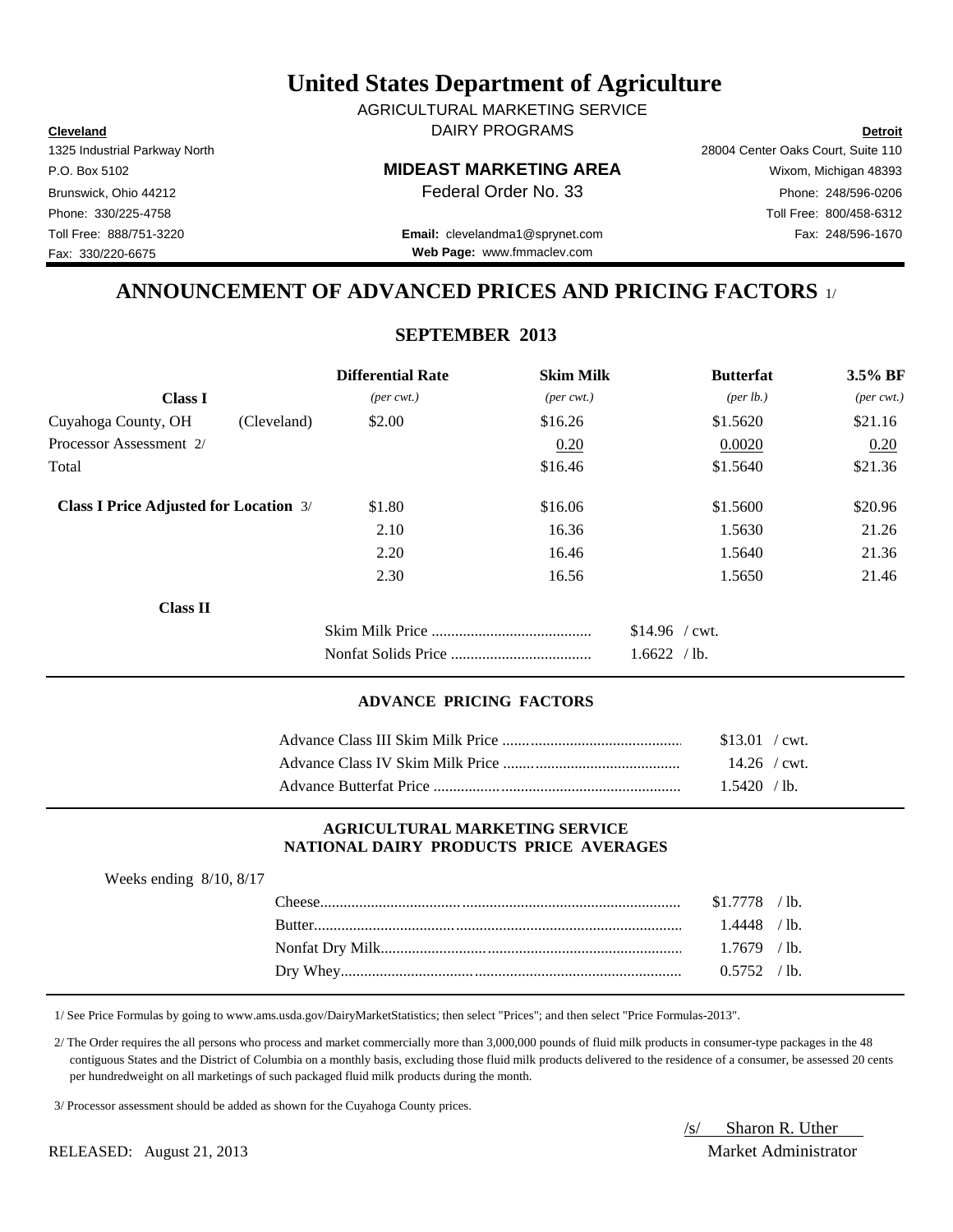# United States Department of Agriculture

AGRICULTURAL MARKETING SERVICE
DAIRY PROGRAMS

**Cleveland**
1325 Industrial Parkway North
P.O. Box 5102
Brunswick, Ohio 44212
Phone: 330/225-4758
Toll Free: 888/751-3220
Fax: 330/220-6675

**MIDEAST MARKETING AREA**
Federal Order No. 33

**Email:** clevelandma1@sprynet.com
**Web Page:** www.fmmaclev.com

**Detroit**
28004 Center Oaks Court, Suite 110
Wixom, Michigan 48393
Phone: 248/596-0206
Toll Free: 800/458-6312
Fax: 248/596-1670

## ANNOUNCEMENT OF ADVANCED PRICES AND PRICING FACTORS 1/

### SEPTEMBER 2013

| Class I | | Differential Rate *(per cwt.)* | Skim Milk *(per cwt.)* | Butterfat *(per lb.)* | 3.5% BF *(per cwt.)* |
|---|---|---|---|---|---|
| Cuyahoga County, OH | (Cleveland) | $2.00 | $16.26 | $1.5620 | $21.16 |
| Processor Assessment 2/ | | | 0.20 | 0.0020 | 0.20 |
| Total | | | $16.46 | $1.5640 | $21.36 |
| **Class I Price Adjusted for Location** 3/ | | $1.80 | $16.06 | $1.5600 | $20.96 |
| | | 2.10 | 16.36 | 1.5630 | 21.26 |
| | | 2.20 | 16.46 | 1.5640 | 21.36 |
| | | 2.30 | 16.56 | 1.5650 | 21.46 |

**Class II**

| | |
|---|---|
| Skim Milk Price | $14.96 / cwt. |
| Nonfat Solids Price | 1.6622 / lb. |

#### ADVANCE PRICING FACTORS

| | |
|---|---|
| Advance Class III Skim Milk Price | $13.01 / cwt. |
| Advance Class IV Skim Milk Price | 14.26 / cwt. |
| Advance Butterfat Price | 1.5420 / lb. |

#### AGRICULTURAL MARKETING SERVICE
#### NATIONAL DAIRY PRODUCTS PRICE AVERAGES

Weeks ending 8/10, 8/17

| | |
|---|---|
| Cheese | $1.7778 / lb. |
| Butter | 1.4448 / lb. |
| Nonfat Dry Milk | 1.7679 / lb. |
| Dry Whey | 0.5752 / lb. |

1/ See Price Formulas by going to www.ams.usda.gov/DairyMarketStatistics; then select "Prices"; and then select "Price Formulas-2013".

2/ The Order requires the all persons who process and market commercially more than 3,000,000 pounds of fluid milk products in consumer-type packages in the 48 contiguous States and the District of Columbia on a monthly basis, excluding those fluid milk products delivered to the residence of a consumer, be assessed 20 cents per hundredweight on all marketings of such packaged fluid milk products during the month.

3/ Processor assessment should be added as shown for the Cuyahoga County prices.

/s/ Sharon R. Uther
Market Administrator

RELEASED: August 21, 2013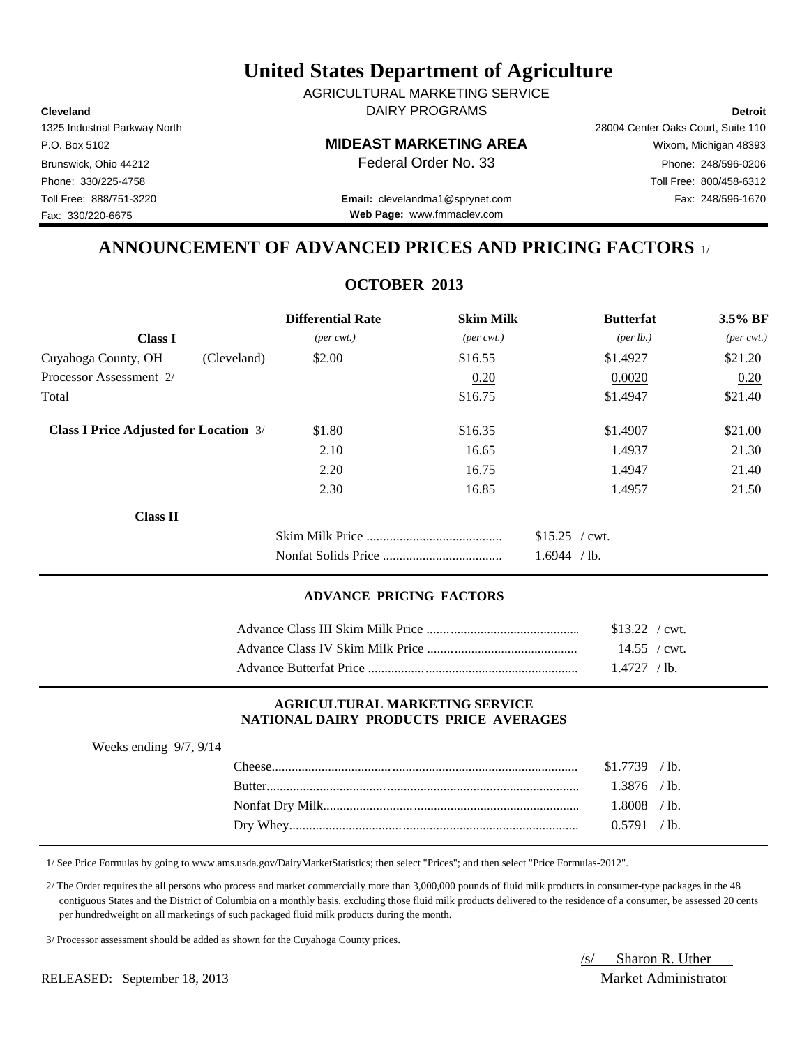# United States Department of Agriculture

AGRICULTURAL MARKETING SERVICE
DAIRY PROGRAMS

**Cleveland**
1325 Industrial Parkway North
P.O. Box 5102
Brunswick, Ohio 44212
Phone: 330/225-4758
Toll Free: 888/751-3220
Fax: 330/220-6675

**MIDEAST MARKETING AREA**
Federal Order No. 33
**Email:** clevelandma1@sprynet.com
**Web Page:** www.fmmaclev.com

**Detroit**
28004 Center Oaks Court, Suite 110
Wixom, Michigan 48393
Phone: 248/596-0206
Toll Free: 800/458-6312
Fax: 248/596-1670

## ANNOUNCEMENT OF ADVANCED PRICES AND PRICING FACTORS 1/

### OCTOBER 2013

| Class I | | Differential Rate *(per cwt.)* | Skim Milk *(per cwt.)* | Butterfat *(per lb.)* | 3.5% BF *(per cwt.)* |
|---|---|---|---|---|---|
| Cuyahoga County, OH | (Cleveland) | $2.00 | $16.55 | $1.4927 | $21.20 |
| Processor Assessment 2/ | | | 0.20 | 0.0020 | 0.20 |
| Total | | | $16.75 | $1.4947 | $21.40 |
| **Class I Price Adjusted for Location** 3/ | | $1.80 | $16.35 | $1.4907 | $21.00 |
| | | 2.10 | 16.65 | 1.4937 | 21.30 |
| | | 2.20 | 16.75 | 1.4947 | 21.40 |
| | | 2.30 | 16.85 | 1.4957 | 21.50 |

**Class II**

| | |
|---|---|
| Skim Milk Price | $15.25 / cwt. |
| Nonfat Solids Price | 1.6944 / lb. |

#### ADVANCE PRICING FACTORS

| | |
|---|---|
| Advance Class III Skim Milk Price | $13.22 / cwt. |
| Advance Class IV Skim Milk Price | 14.55 / cwt. |
| Advance Butterfat Price | 1.4727 / lb. |

#### AGRICULTURAL MARKETING SERVICE NATIONAL DAIRY PRODUCTS PRICE AVERAGES

Weeks ending 9/7, 9/14

| | |
|---|---|
| Cheese | $1.7739 / lb. |
| Butter | 1.3876 / lb. |
| Nonfat Dry Milk | 1.8008 / lb. |
| Dry Whey | 0.5791 / lb. |

1/ See Price Formulas by going to www.ams.usda.gov/DairyMarketStatistics; then select "Prices"; and then select "Price Formulas-2012".

2/ The Order requires the all persons who process and market commercially more than 3,000,000 pounds of fluid milk products in consumer-type packages in the 48 contiguous States and the District of Columbia on a monthly basis, excluding those fluid milk products delivered to the residence of a consumer, be assessed 20 cents per hundredweight on all marketings of such packaged fluid milk products during the month.

3/ Processor assessment should be added as shown for the Cuyahoga County prices.

RELEASED: September 18, 2013

/s/ Sharon R. Uther
Market Administrator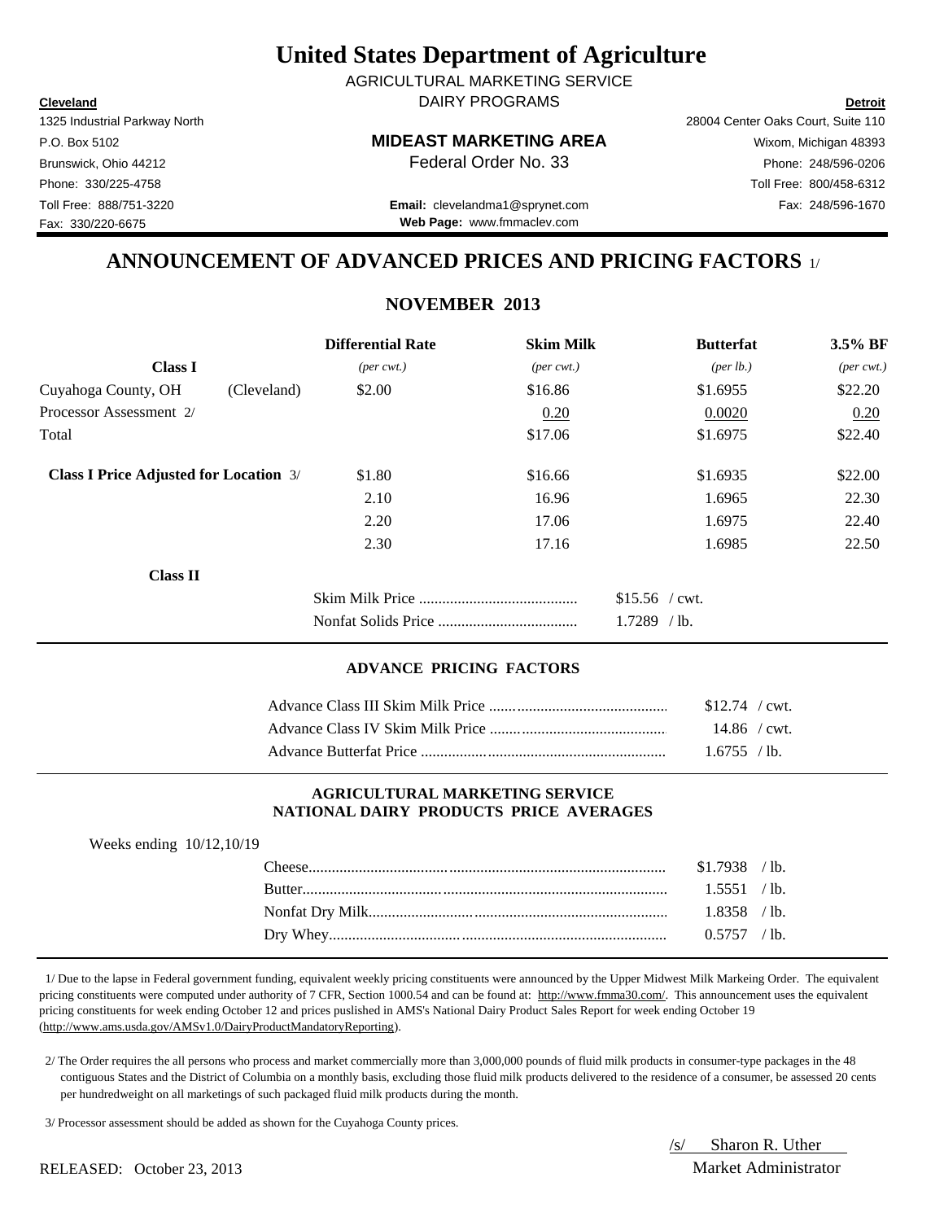# United States Department of Agriculture

AGRICULTURAL MARKETING SERVICE

DAIRY PROGRAMS

**Cleveland**
1325 Industrial Parkway North
P.O. Box 5102
Brunswick, Ohio 44212
Phone: 330/225-4758
Toll Free: 888/751-3220
Fax: 330/220-6675

**MIDEAST MARKETING AREA**
Federal Order No. 33

**Email:** clevelandma1@sprynet.com
**Web Page:** www.fmmaclev.com

**Detroit**
28004 Center Oaks Court, Suite 110
Wixom, Michigan 48393
Phone: 248/596-0206
Toll Free: 800/458-6312
Fax: 248/596-1670

## ANNOUNCEMENT OF ADVANCED PRICES AND PRICING FACTORS 1/

### NOVEMBER 2013

| Class I | | Differential Rate (per cwt.) | Skim Milk (per cwt.) | Butterfat (per lb.) | 3.5% BF (per cwt.) |
|---|---|---|---|---|---|
| Cuyahoga County, OH | (Cleveland) | $2.00 | $16.86 | $1.6955 | $22.20 |
| Processor Assessment 2/ | | | 0.20 | 0.0020 | 0.20 |
| Total | | | $17.06 | $1.6975 | $22.40 |
| **Class I Price Adjusted for Location** 3/ | | $1.80 | $16.66 | $1.6935 | $22.00 |
| | | 2.10 | 16.96 | 1.6965 | 22.30 |
| | | 2.20 | 17.06 | 1.6975 | 22.40 |
| | | 2.30 | 17.16 | 1.6985 | 22.50 |

**Class II**

| | |
|---|---|
| Skim Milk Price | $15.56 / cwt. |
| Nonfat Solids Price | 1.7289 / lb. |

#### ADVANCE PRICING FACTORS

| | |
|---|---|
| Advance Class III Skim Milk Price | $12.74 / cwt. |
| Advance Class IV Skim Milk Price | 14.86 / cwt. |
| Advance Butterfat Price | 1.6755 / lb. |

#### AGRICULTURAL MARKETING SERVICE NATIONAL DAIRY PRODUCTS PRICE AVERAGES

Weeks ending 10/12,10/19

| | |
|---|---|
| Cheese | $1.7938 / lb. |
| Butter | 1.5551 / lb. |
| Nonfat Dry Milk | 1.8358 / lb. |
| Dry Whey | 0.5757 / lb. |

1/ Due to the lapse in Federal government funding, equivalent weekly pricing constituents were announced by the Upper Midwest Milk Markeing Order. The equivalent pricing constituents were computed under authority of 7 CFR, Section 1000.54 and can be found at: http://www.fmma30.com/. This announcement uses the equivalent pricing constituents for week ending October 12 and prices puslished in AMS's National Dairy Product Sales Report for week ending October 19 (http://www.ams.usda.gov/AMSv1.0/DairyProductMandatoryReporting).

2/ The Order requires the all persons who process and market commercially more than 3,000,000 pounds of fluid milk products in consumer-type packages in the 48 contiguous States and the District of Columbia on a monthly basis, excluding those fluid milk products delivered to the residence of a consumer, be assessed 20 cents per hundredweight on all marketings of such packaged fluid milk products during the month.

3/ Processor assessment should be added as shown for the Cuyahoga County prices.

RELEASED: October 23, 2013

/s/ Sharon R. Uther
Market Administrator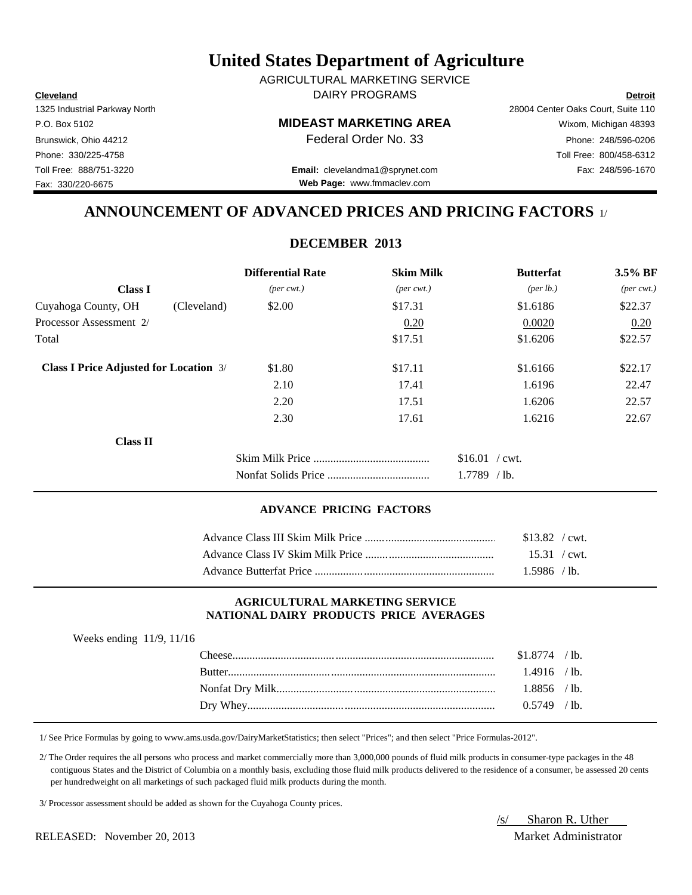# United States Department of Agriculture

AGRICULTURAL MARKETING SERVICE
DAIRY PROGRAMS

**Cleveland**
1325 Industrial Parkway North
P.O. Box 5102
Brunswick, Ohio 44212
Phone: 330/225-4758
Toll Free: 888/751-3220
Fax: 330/220-6675

**MIDEAST MARKETING AREA**
Federal Order No. 33

**Email:** clevelandma1@sprynet.com
**Web Page:** www.fmmaclev.com

**Detroit**
28004 Center Oaks Court, Suite 110
Wixom, Michigan 48393
Phone: 248/596-0206
Toll Free: 800/458-6312
Fax: 248/596-1670

## ANNOUNCEMENT OF ADVANCED PRICES AND PRICING FACTORS 1/

### DECEMBER 2013

| | | Differential Rate | Skim Milk | Butterfat | 3.5% BF |
|---|---|---|---|---|---|
| **Class I** | | *(per cwt.)* | *(per cwt.)* | *(per lb.)* | *(per cwt.)* |
| Cuyahoga County, OH | (Cleveland) | $2.00 | $17.31 | $1.6186 | $22.37 |
| Processor Assessment 2/ | | | 0.20 | 0.0020 | 0.20 |
| Total | | | $17.51 | $1.6206 | $22.57 |
| **Class I Price Adjusted for Location** 3/ | | $1.80 | $17.11 | $1.6166 | $22.17 |
| | | 2.10 | 17.41 | 1.6196 | 22.47 |
| | | 2.20 | 17.51 | 1.6206 | 22.57 |
| | | 2.30 | 17.61 | 1.6216 | 22.67 |

**Class II**

| | |
|---|---|
| Skim Milk Price | $16.01 / cwt. |
| Nonfat Solids Price | 1.7789 / lb. |

#### ADVANCE PRICING FACTORS

| | |
|---|---|
| Advance Class III Skim Milk Price | $13.82 / cwt. |
| Advance Class IV Skim Milk Price | 15.31 / cwt. |
| Advance Butterfat Price | 1.5986 / lb. |

#### AGRICULTURAL MARKETING SERVICE NATIONAL DAIRY PRODUCTS PRICE AVERAGES

Weeks ending 11/9, 11/16

| | |
|---|---|
| Cheese | $1.8774 / lb. |
| Butter | 1.4916 / lb. |
| Nonfat Dry Milk | 1.8856 / lb. |
| Dry Whey | 0.5749 / lb. |

1/ See Price Formulas by going to www.ams.usda.gov/DairyMarketStatistics; then select "Prices"; and then select "Price Formulas-2012".

2/ The Order requires the all persons who process and market commercially more than 3,000,000 pounds of fluid milk products in consumer-type packages in the 48 contiguous States and the District of Columbia on a monthly basis, excluding those fluid milk products delivered to the residence of a consumer, be assessed 20 cents per hundredweight on all marketings of such packaged fluid milk products during the month.

3/ Processor assessment should be added as shown for the Cuyahoga County prices.

/s/ Sharon R. Uther
Market Administrator

RELEASED: November 20, 2013